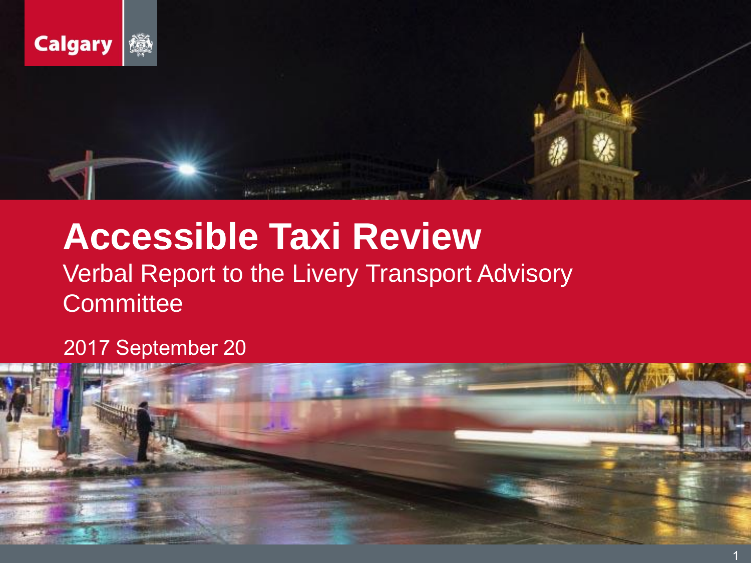Calgary

# Accessible Taxi Review

Verbal Report to the Livery Transport Advisory Committee

2017 September 20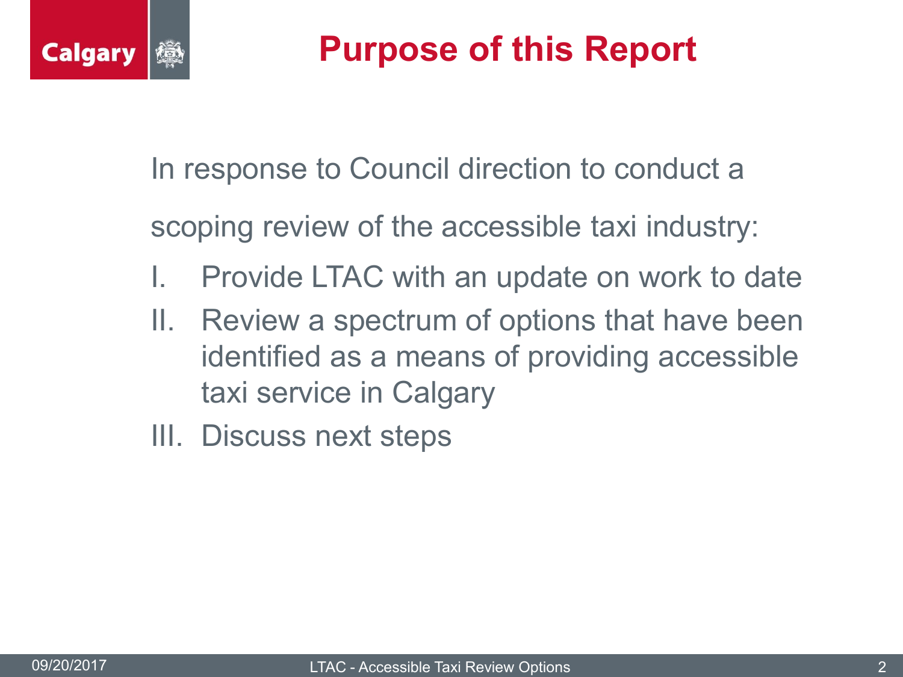# Purpose of this Report

In response to Council direction to conduct a scoping review of the accessible taxi industry:

I. Provide LTAC with an update on work to date

II. Review a spectrum of options that have been identified as a means of providing accessible taxi service in Calgary

III. Discuss next steps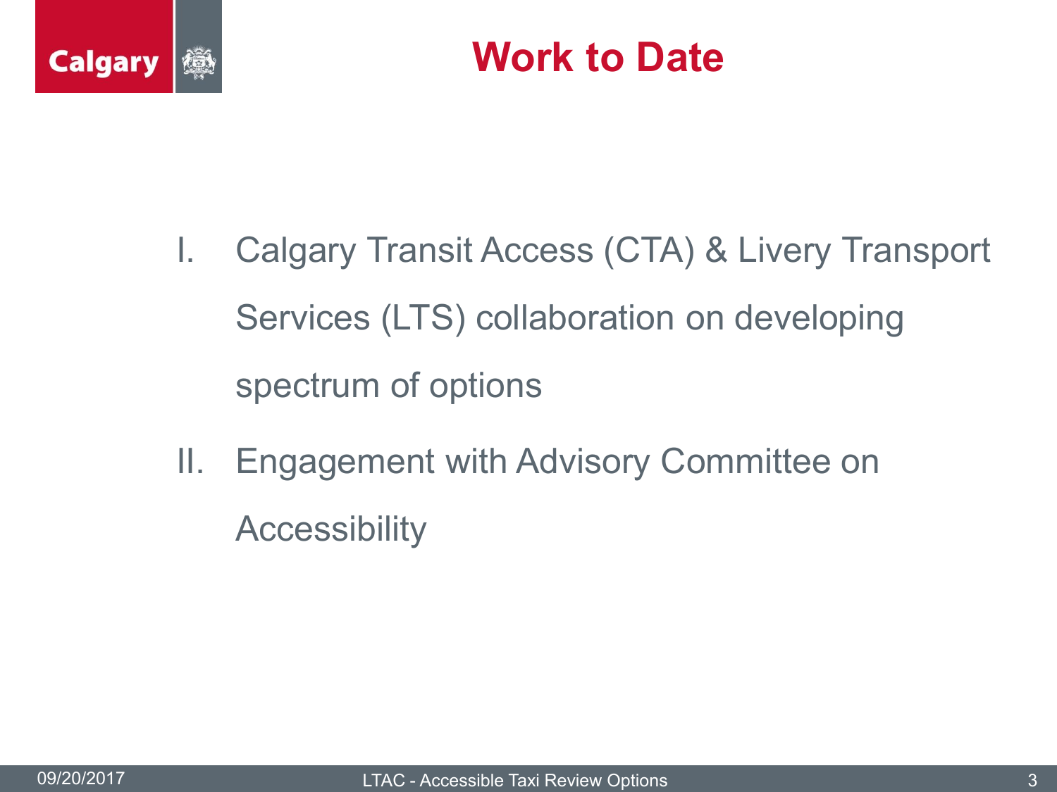# Work to Date

I. Calgary Transit Access (CTA) & Livery Transport Services (LTS) collaboration on developing spectrum of options

II. Engagement with Advisory Committee on Accessibility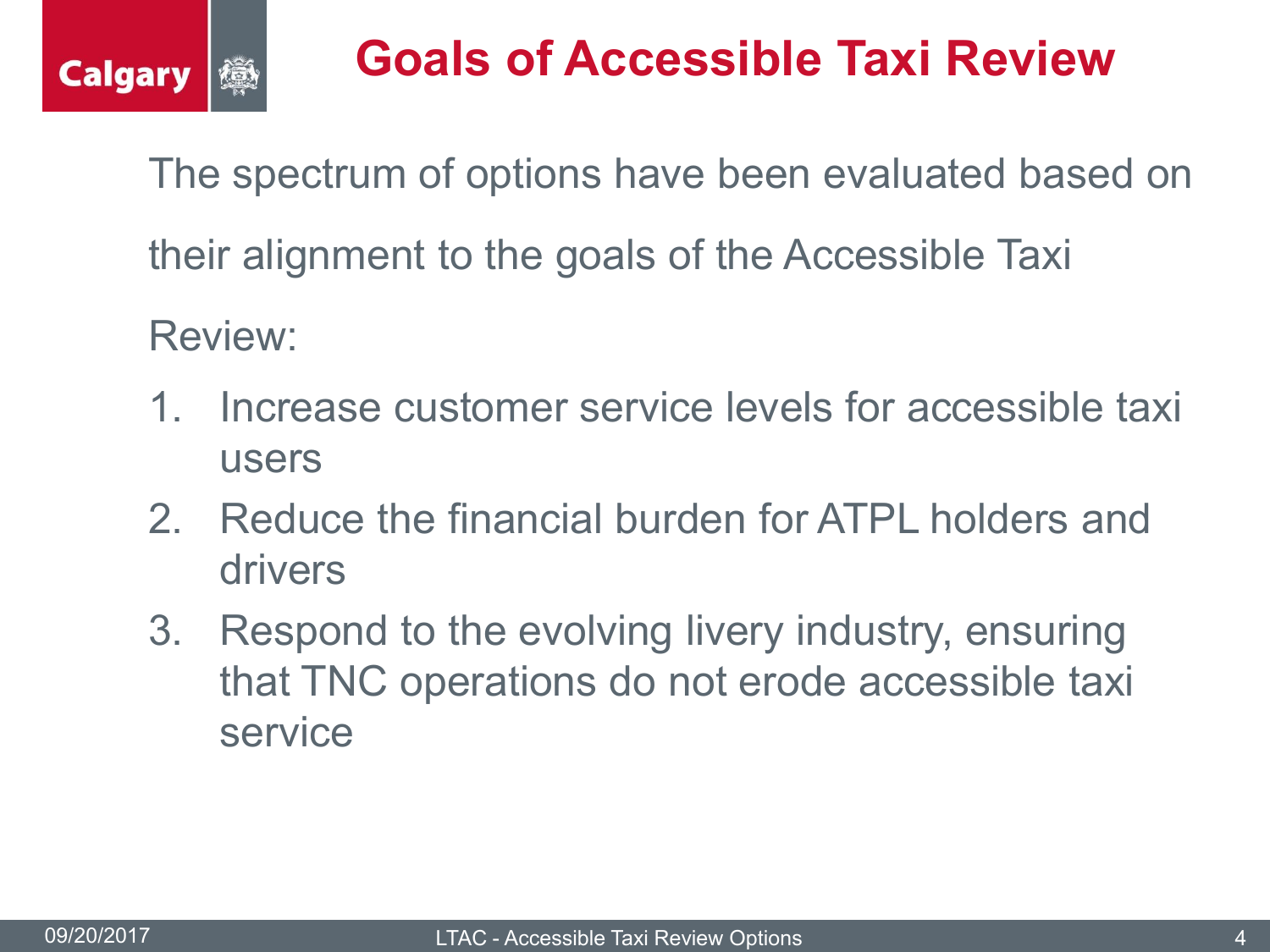# Goals of Accessible Taxi Review

The spectrum of options have been evaluated based on their alignment to the goals of the Accessible Taxi Review:

1. Increase customer service levels for accessible taxi users
2. Reduce the financial burden for ATPL holders and drivers
3. Respond to the evolving livery industry, ensuring that TNC operations do not erode accessible taxi service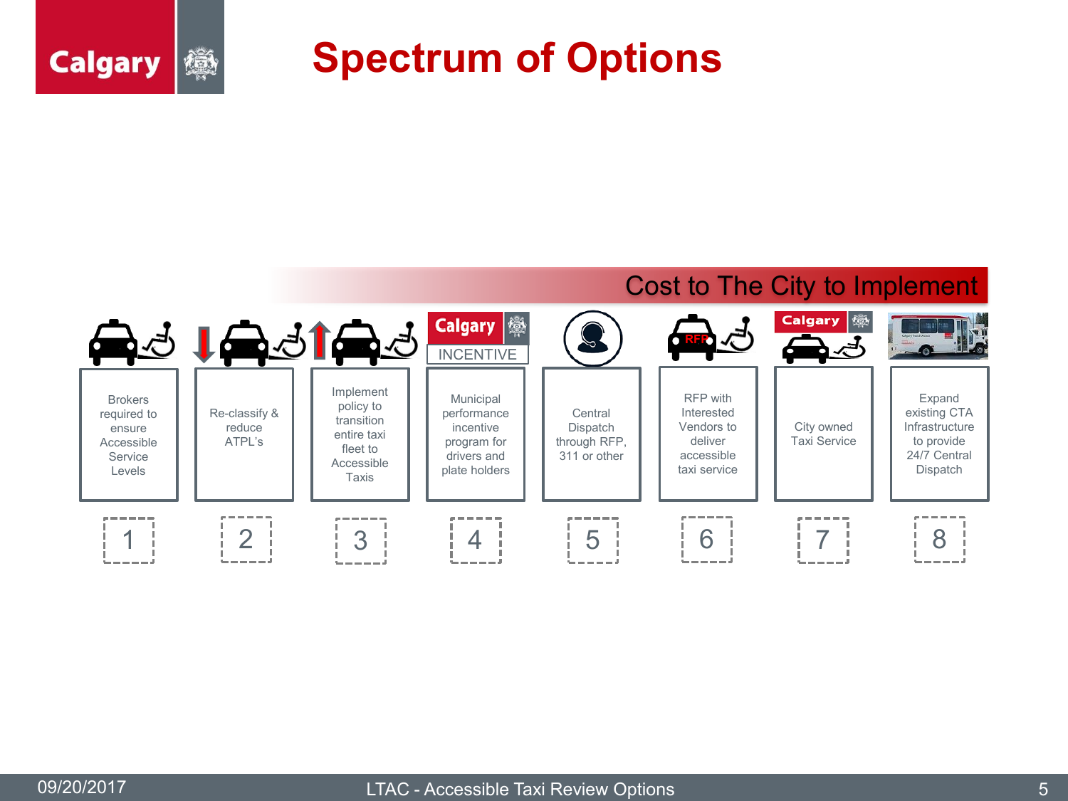# Spectrum of Options

Cost to The City to Implement

| 1 | 2 | 3 | 4 | 5 | 6 | 7 | 8 |
|---|---|---|---|---|---|---|---|
| Brokers required to ensure Accessible Service Levels | Re-classify & reduce ATPL's | Implement policy to transition entire taxi fleet to Accessible Taxis | Municipal performance incentive program for drivers and plate holders | Central Dispatch through RFP, 311 or other | RFP with Interested Vendors to deliver accessible taxi service | City owned Taxi Service | Expand existing CTA Infrastructure to provide 24/7 Central Dispatch |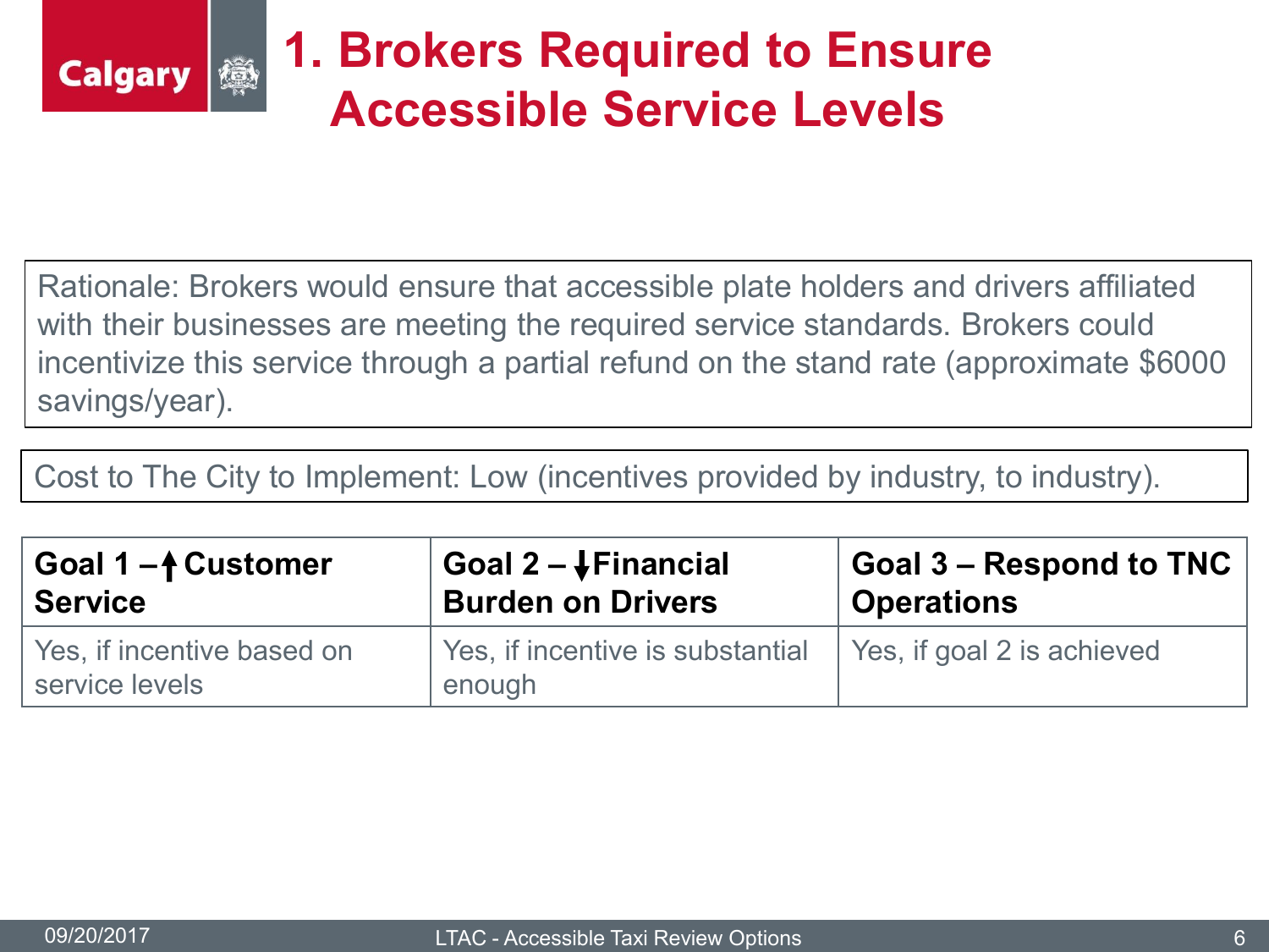# 1. Brokers Required to Ensure Accessible Service Levels

Rationale: Brokers would ensure that accessible plate holders and drivers affiliated with their businesses are meeting the required service standards. Brokers could incentivize this service through a partial refund on the stand rate (approximate $6000 savings/year).

Cost to The City to Implement: Low (incentives provided by industry, to industry).

| Goal 1 – ↑ Customer Service | Goal 2 – ↓ Financial Burden on Drivers | Goal 3 – Respond to TNC Operations |
|---|---|---|
| Yes, if incentive based on service levels | Yes, if incentive is substantial enough | Yes, if goal 2 is achieved |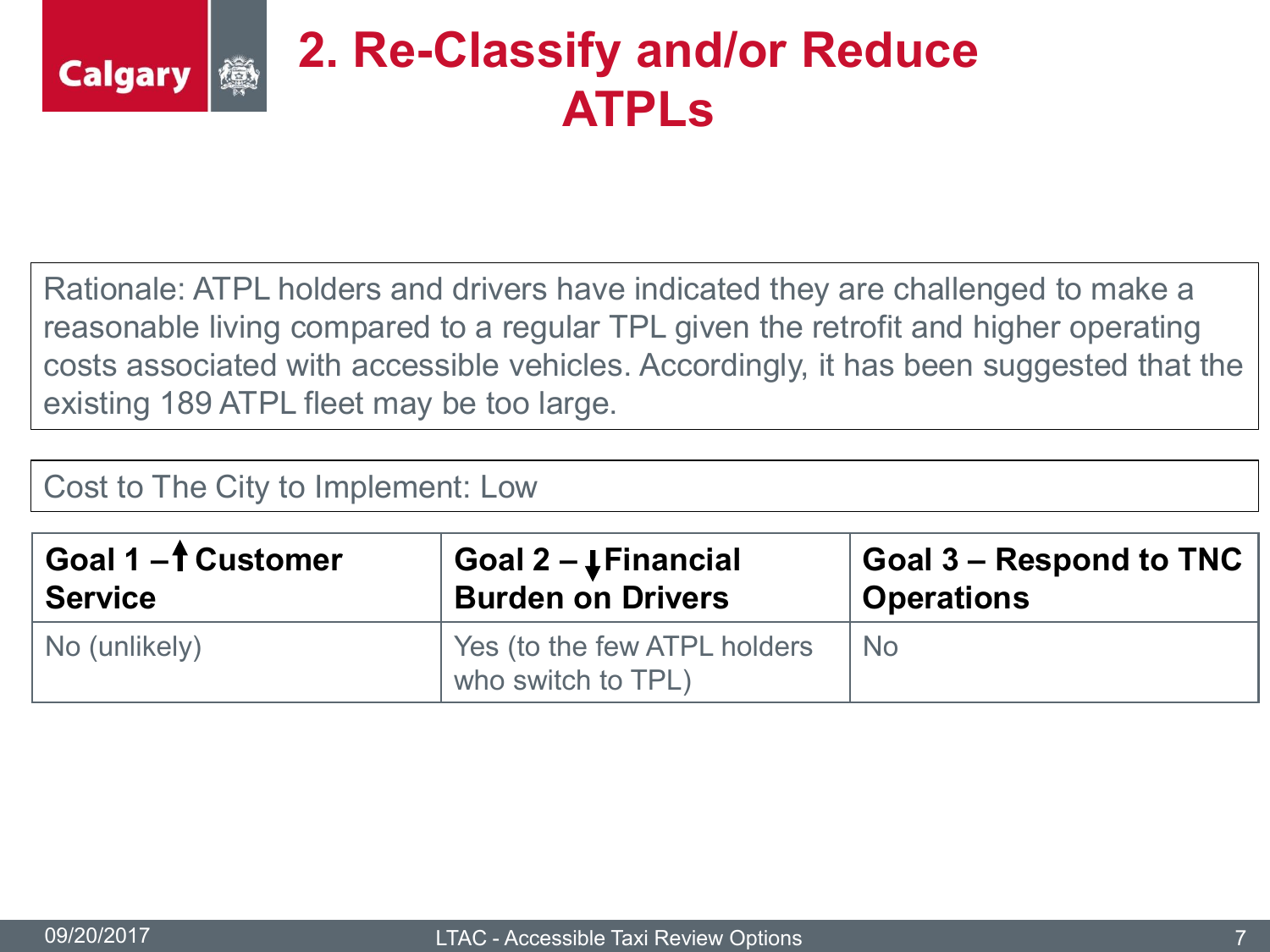# 2. Re-Classify and/or Reduce ATPLs

Rationale: ATPL holders and drivers have indicated they are challenged to make a reasonable living compared to a regular TPL given the retrofit and higher operating costs associated with accessible vehicles. Accordingly, it has been suggested that the existing 189 ATPL fleet may be too large.

Cost to The City to Implement: Low

| Goal 1 – ↑ Customer Service | Goal 2 – ↓ Financial Burden on Drivers | Goal 3 – Respond to TNC Operations |
|---|---|---|
| No (unlikely) | Yes (to the few ATPL holders who switch to TPL) | No |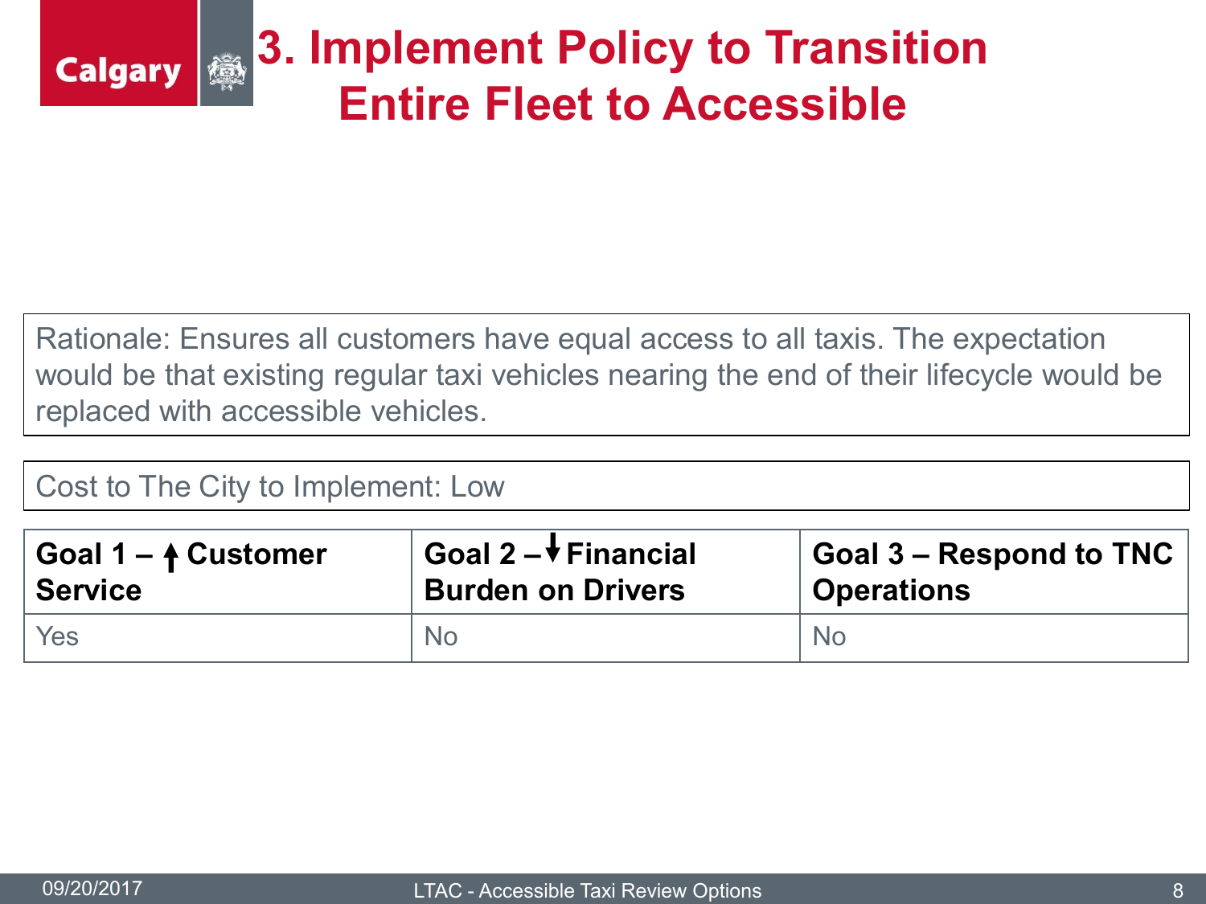# 3. Implement Policy to Transition Entire Fleet to Accessible

Rationale: Ensures all customers have equal access to all taxis. The expectation would be that existing regular taxi vehicles nearing the end of their lifecycle would be replaced with accessible vehicles.

Cost to The City to Implement: Low

| Goal 1 – ↑ Customer Service | Goal 2 – ↓ Financial Burden on Drivers | Goal 3 – Respond to TNC Operations |
|---|---|---|
| Yes | No | No |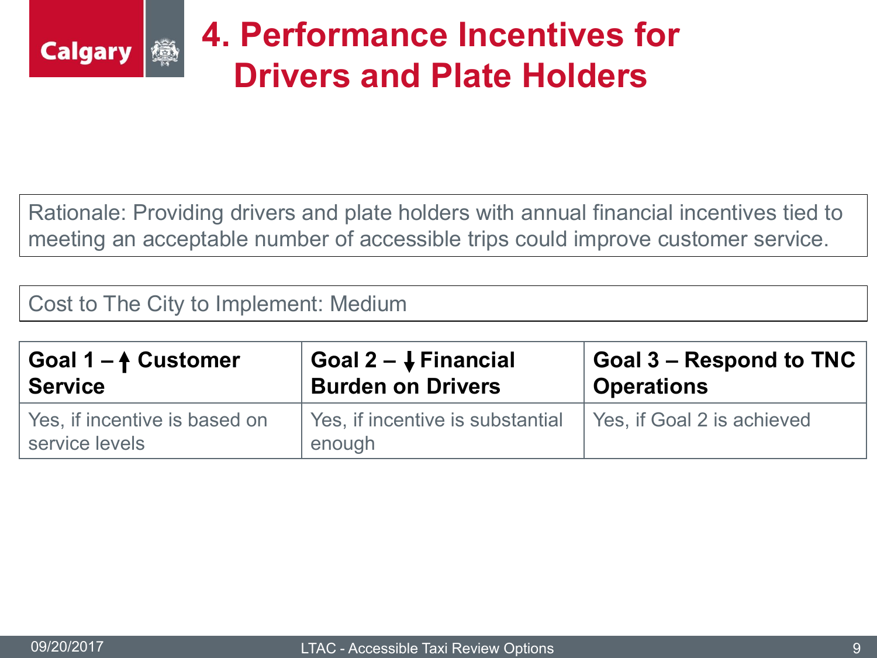# 4. Performance Incentives for Drivers and Plate Holders

Rationale: Providing drivers and plate holders with annual financial incentives tied to meeting an acceptable number of accessible trips could improve customer service.

Cost to The City to Implement: Medium

| Goal 1 – ↑ Customer Service | Goal 2 – ↓ Financial Burden on Drivers | Goal 3 – Respond to TNC Operations |
|---|---|---|
| Yes, if incentive is based on service levels | Yes, if incentive is substantial enough | Yes, if Goal 2 is achieved |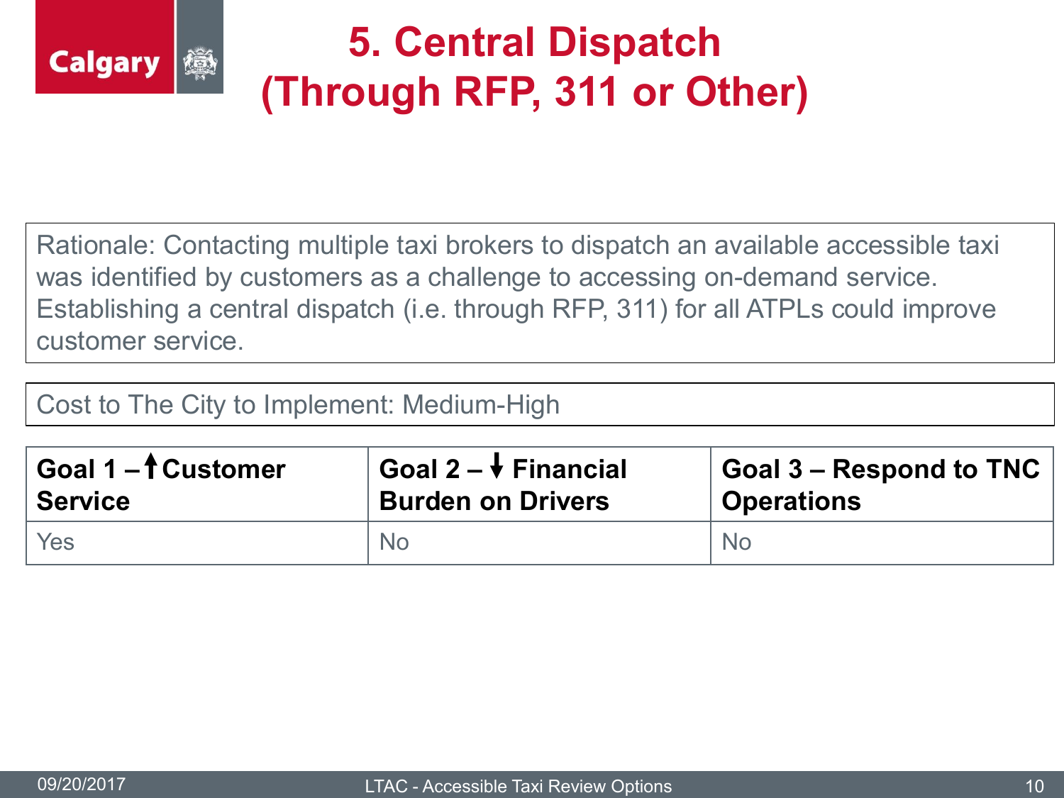# 5. Central Dispatch (Through RFP, 311 or Other)

Rationale: Contacting multiple taxi brokers to dispatch an available accessible taxi was identified by customers as a challenge to accessing on-demand service. Establishing a central dispatch (i.e. through RFP, 311) for all ATPLs could improve customer service.

Cost to The City to Implement: Medium-High

| Goal 1 – ↑ Customer Service | Goal 2 – ↓ Financial Burden on Drivers | Goal 3 – Respond to TNC Operations |
|---|---|---|
| Yes | No | No |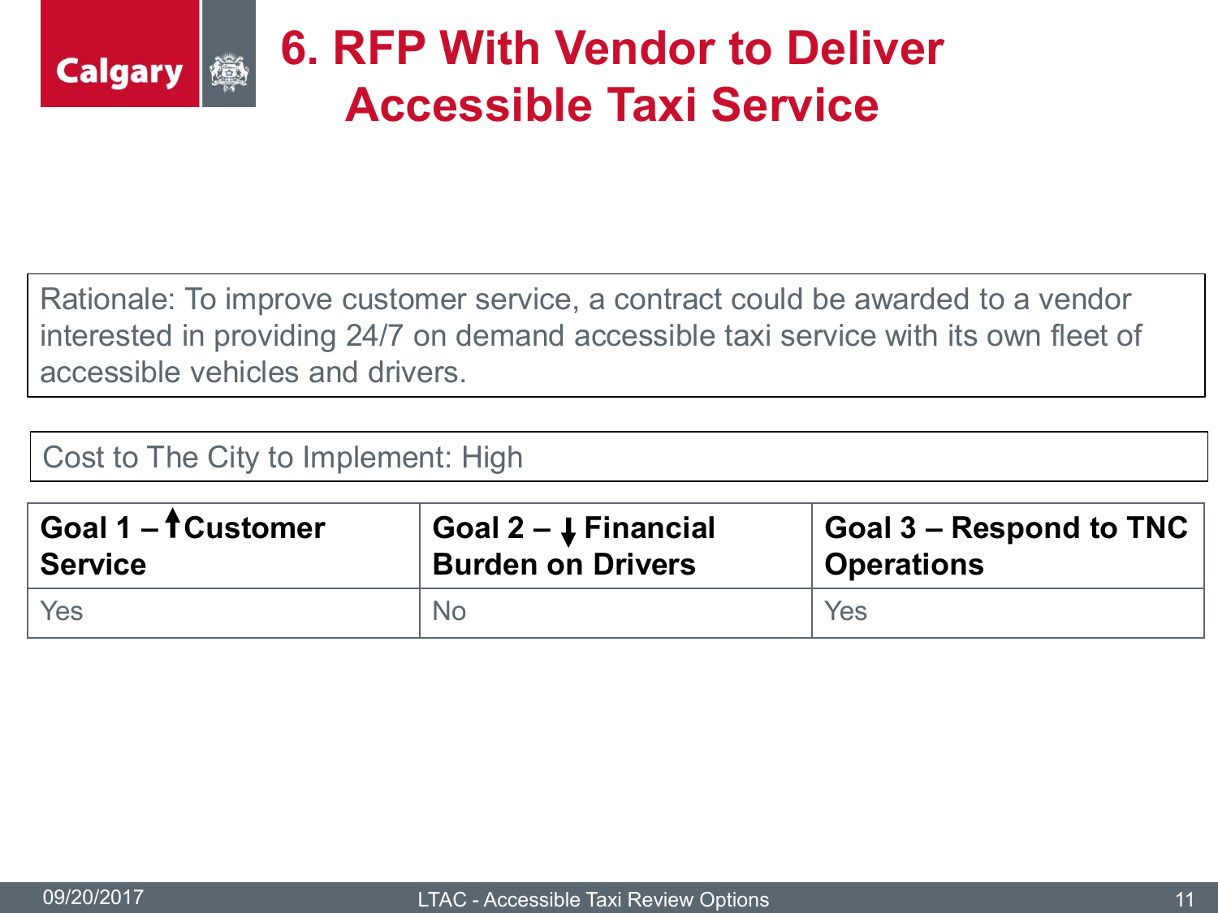# 6. RFP With Vendor to Deliver Accessible Taxi Service

Rationale: To improve customer service, a contract could be awarded to a vendor interested in providing 24/7 on demand accessible taxi service with its own fleet of accessible vehicles and drivers.

Cost to The City to Implement: High

| Goal 1 – ↑Customer Service | Goal 2 – ↓ Financial Burden on Drivers | Goal 3 – Respond to TNC Operations |
|---|---|---|
| Yes | No | Yes |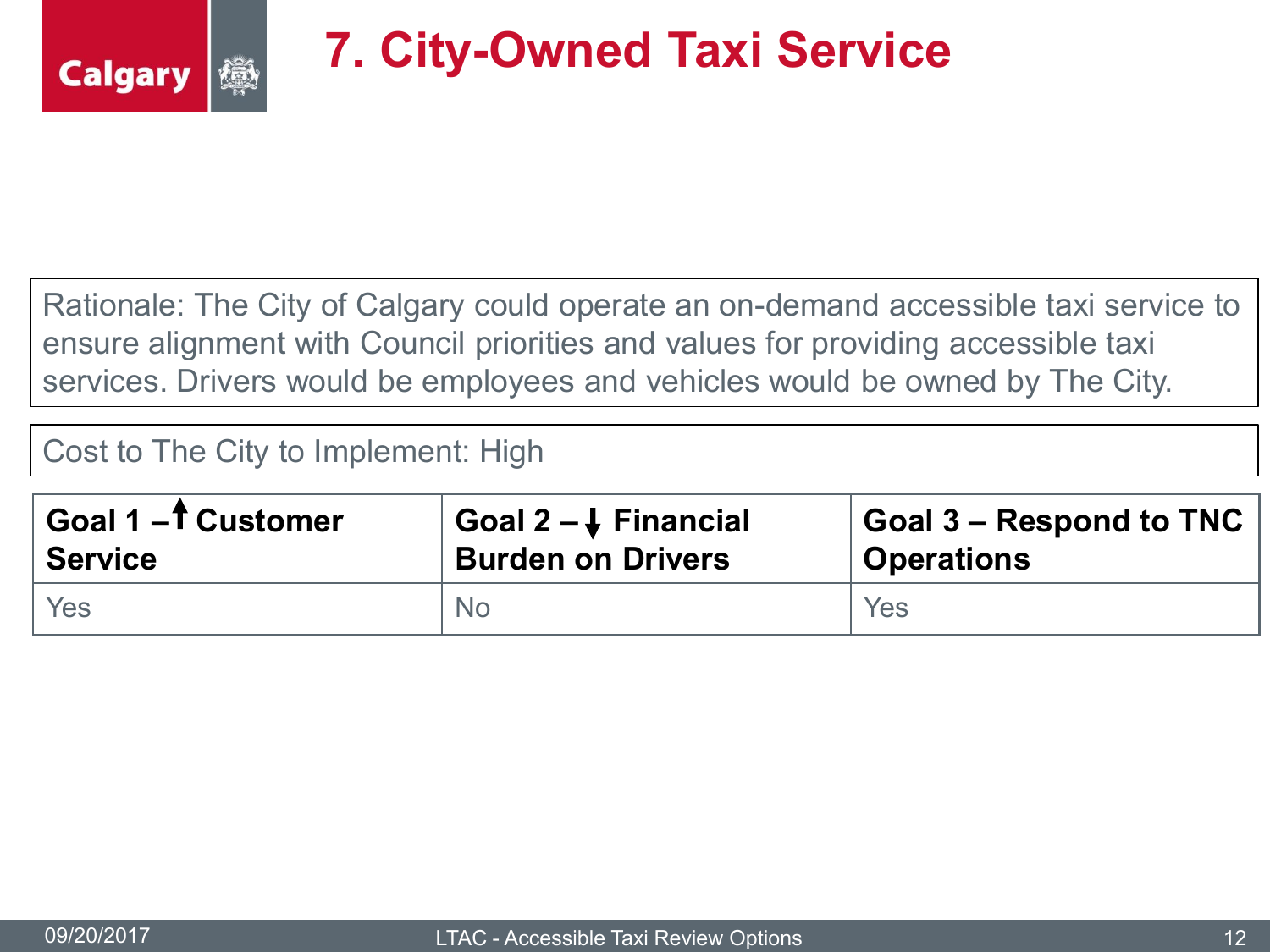# 7. City-Owned Taxi Service

Rationale: The City of Calgary could operate an on-demand accessible taxi service to ensure alignment with Council priorities and values for providing accessible taxi services. Drivers would be employees and vehicles would be owned by The City.

Cost to The City to Implement: High

| Goal 1 – ↑ Customer Service | Goal 2 – ↓ Financial Burden on Drivers | Goal 3 – Respond to TNC Operations |
| --- | --- | --- |
| Yes | No | Yes |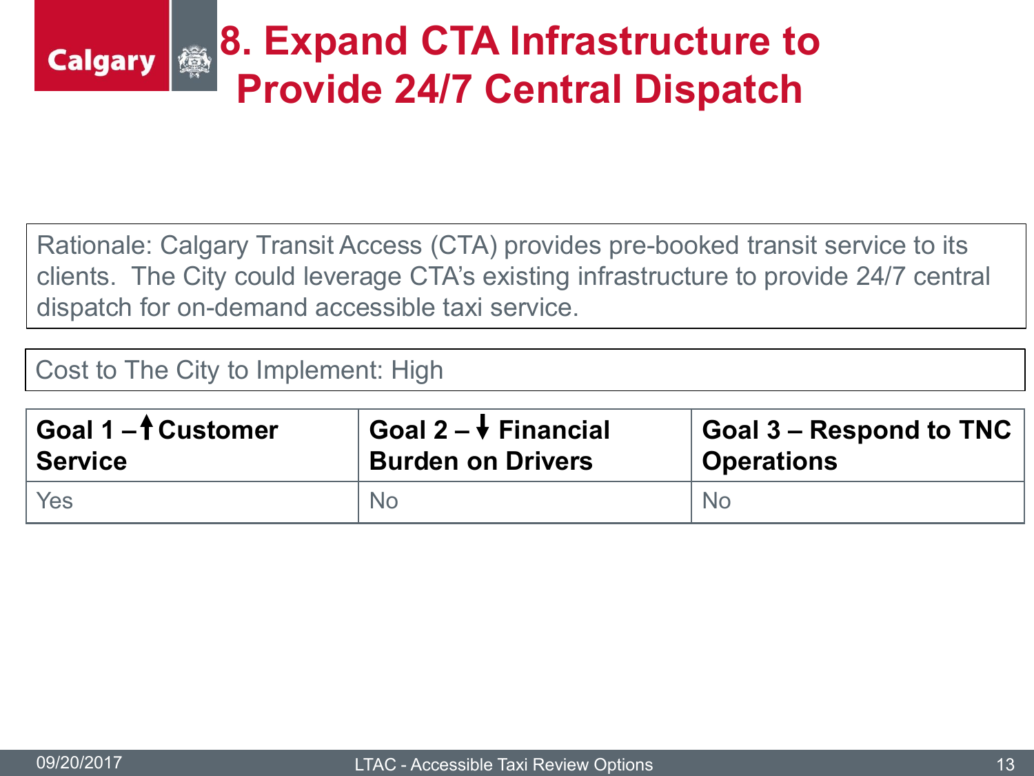# 8. Expand CTA Infrastructure to Provide 24/7 Central Dispatch

Rationale: Calgary Transit Access (CTA) provides pre-booked transit service to its clients. The City could leverage CTA's existing infrastructure to provide 24/7 central dispatch for on-demand accessible taxi service.

Cost to The City to Implement: High

| Goal 1 – ↑ Customer Service | Goal 2 – ↓ Financial Burden on Drivers | Goal 3 – Respond to TNC Operations |
| --- | --- | --- |
| Yes | No | No |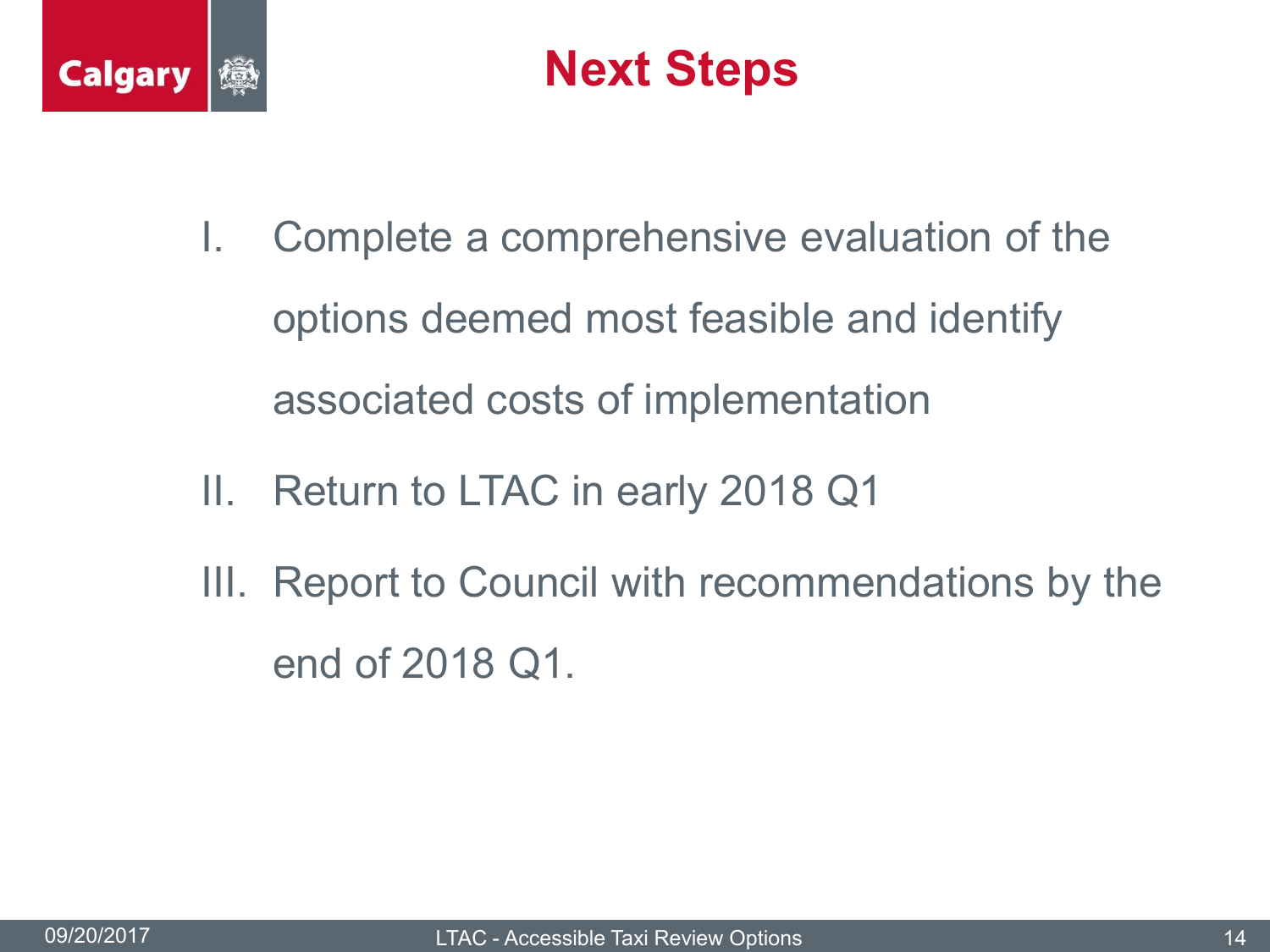# Next Steps

I. Complete a comprehensive evaluation of the options deemed most feasible and identify associated costs of implementation

II. Return to LTAC in early 2018 Q1

III. Report to Council with recommendations by the end of 2018 Q1.